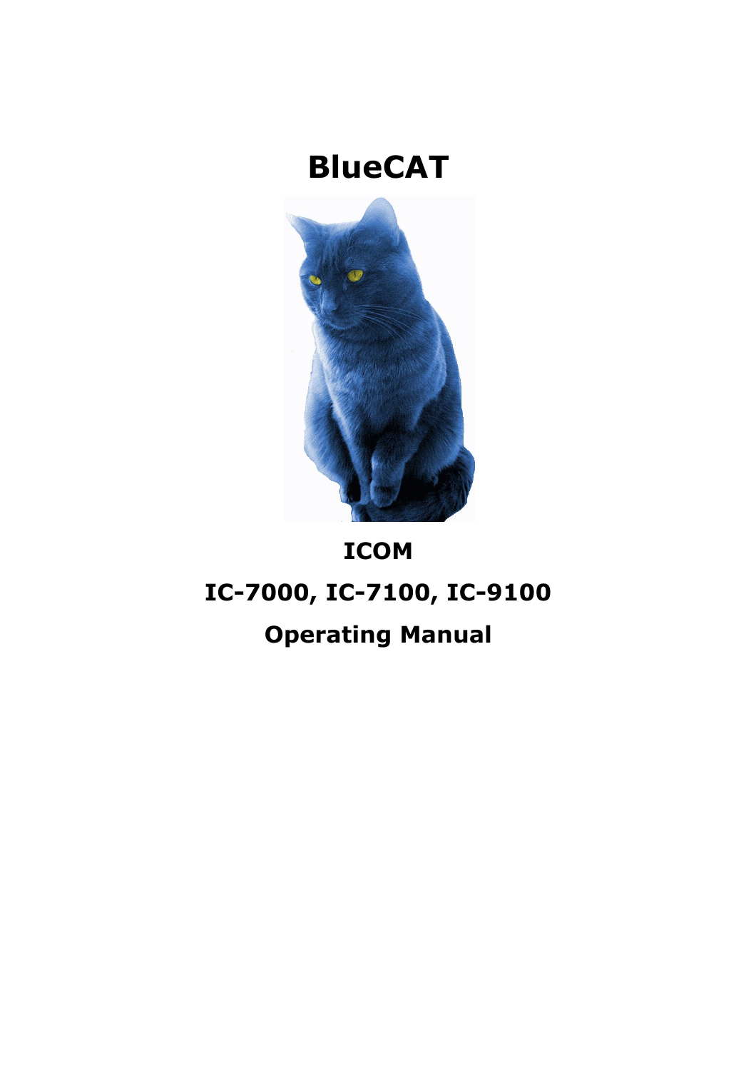# BlueCAT

## ICOM

## IC-7000, IC-7100, IC-9100

## Operating Manual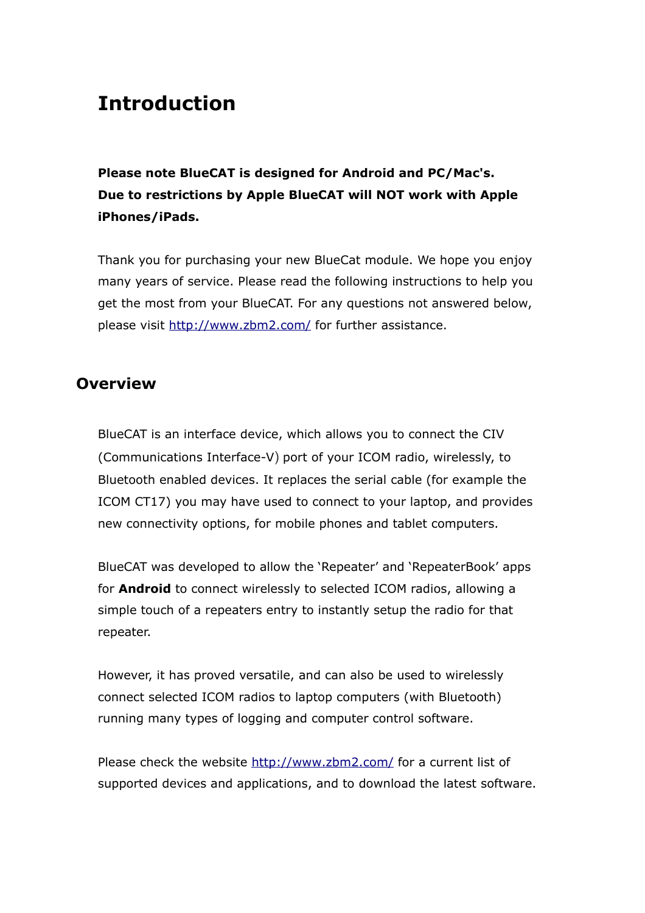# Introduction

**Please note BlueCAT is designed for Android and PC/Mac's. Due to restrictions by Apple BlueCAT will NOT work with Apple iPhones/iPads.**

Thank you for purchasing your new BlueCat module. We hope you enjoy many years of service. Please read the following instructions to help you get the most from your BlueCAT. For any questions not answered below, please visit http://www.zbm2.com/ for further assistance.

## Overview

BlueCAT is an interface device, which allows you to connect the CIV (Communications Interface-V) port of your ICOM radio, wirelessly, to Bluetooth enabled devices. It replaces the serial cable (for example the ICOM CT17) you may have used to connect to your laptop, and provides new connectivity options, for mobile phones and tablet computers.

BlueCAT was developed to allow the 'Repeater' and 'RepeaterBook' apps for **Android** to connect wirelessly to selected ICOM radios, allowing a simple touch of a repeaters entry to instantly setup the radio for that repeater.

However, it has proved versatile, and can also be used to wirelessly connect selected ICOM radios to laptop computers (with Bluetooth) running many types of logging and computer control software.

Please check the website http://www.zbm2.com/ for a current list of supported devices and applications, and to download the latest software.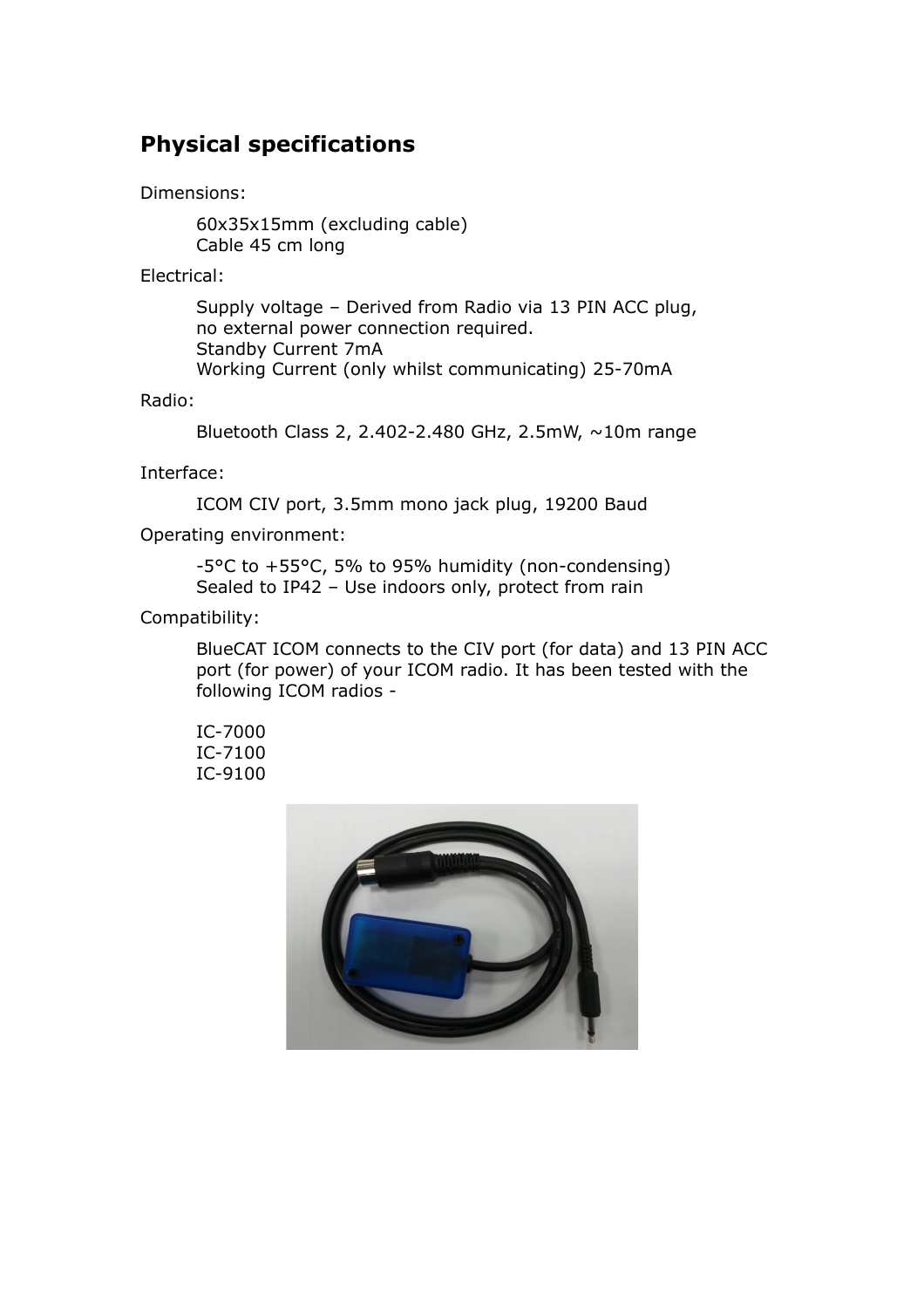## Physical specifications

Dimensions:

60x35x15mm (excluding cable)
Cable 45 cm long

Electrical:

Supply voltage – Derived from Radio via 13 PIN ACC plug, no external power connection required.
Standby Current 7mA
Working Current (only whilst communicating) 25-70mA

Radio:

Bluetooth Class 2, 2.402-2.480 GHz, 2.5mW, ~10m range

Interface:

ICOM CIV port, 3.5mm mono jack plug, 19200 Baud

Operating environment:

-5°C to +55°C, 5% to 95% humidity (non-condensing)
Sealed to IP42 – Use indoors only, protect from rain

Compatibility:

BlueCAT ICOM connects to the CIV port (for data) and 13 PIN ACC port (for power) of your ICOM radio. It has been tested with the following ICOM radios -

IC-7000
IC-7100
IC-9100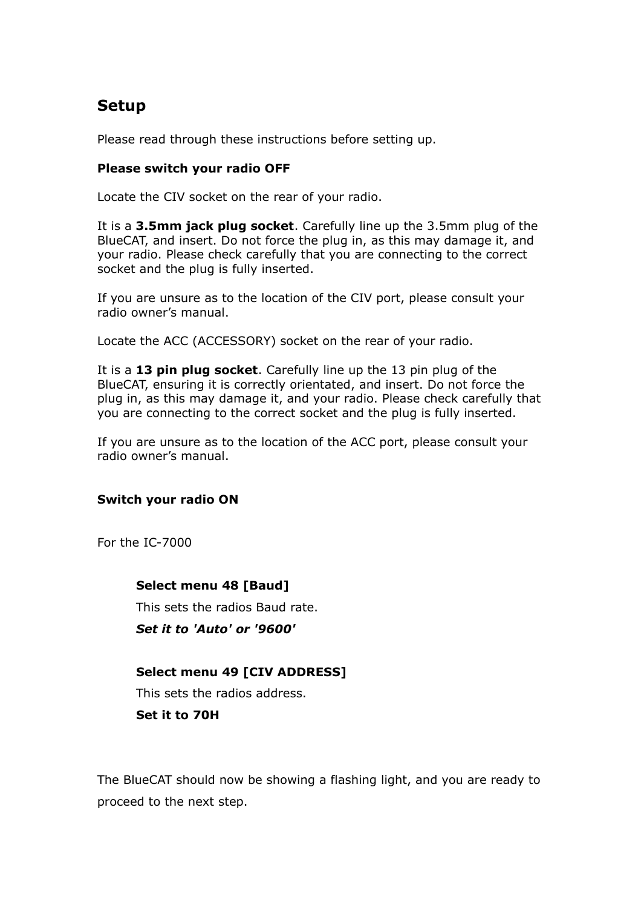## Setup

Please read through these instructions before setting up.

**Please switch your radio OFF**

Locate the CIV socket on the rear of your radio.

It is a **3.5mm jack plug socket**. Carefully line up the 3.5mm plug of the BlueCAT, and insert. Do not force the plug in, as this may damage it, and your radio. Please check carefully that you are connecting to the correct socket and the plug is fully inserted.

If you are unsure as to the location of the CIV port, please consult your radio owner's manual.

Locate the ACC (ACCESSORY) socket on the rear of your radio.

It is a **13 pin plug socket**. Carefully line up the 13 pin plug of the BlueCAT, ensuring it is correctly orientated, and insert. Do not force the plug in, as this may damage it, and your radio. Please check carefully that you are connecting to the correct socket and the plug is fully inserted.

If you are unsure as to the location of the ACC port, please consult your radio owner's manual.

**Switch your radio ON**

For the IC-7000

> **Select menu 48 [Baud]**
>
> This sets the radios Baud rate.
>
> ***Set it to 'Auto' or '9600'***
>
> **Select menu 49 [CIV ADDRESS]**
>
> This sets the radios address.
>
> **Set it to 70H**

The BlueCAT should now be showing a flashing light, and you are ready to proceed to the next step.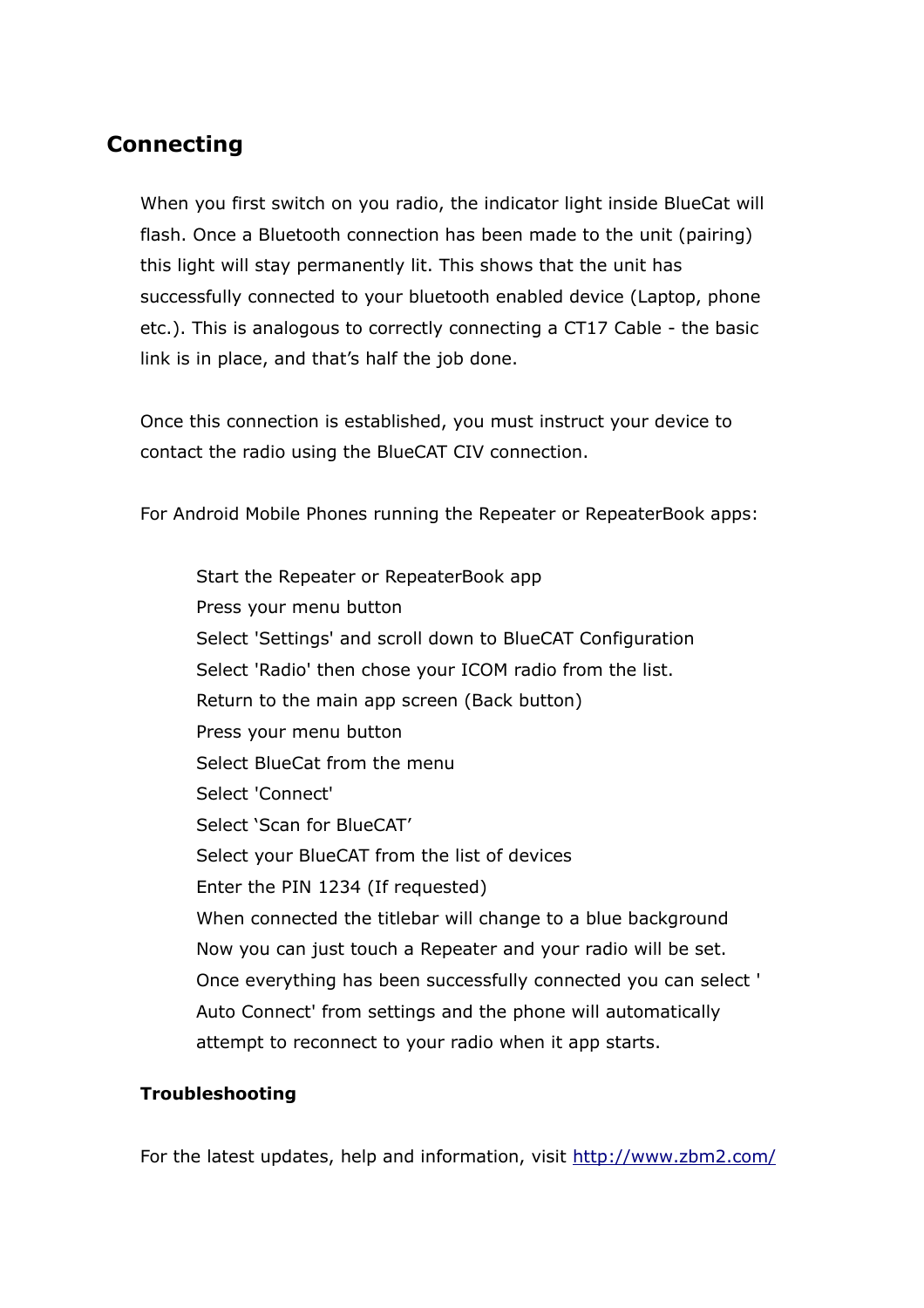## Connecting

When you first switch on you radio, the indicator light inside BlueCat will flash. Once a Bluetooth connection has been made to the unit (pairing) this light will stay permanently lit. This shows that the unit has successfully connected to your bluetooth enabled device (Laptop, phone etc.). This is analogous to correctly connecting a CT17 Cable - the basic link is in place, and that's half the job done.

Once this connection is established, you must instruct your device to contact the radio using the BlueCAT CIV connection.

For Android Mobile Phones running the Repeater or RepeaterBook apps:

Start the Repeater or RepeaterBook app
Press your menu button
Select 'Settings' and scroll down to BlueCAT Configuration
Select 'Radio' then chose your ICOM radio from the list.
Return to the main app screen (Back button)
Press your menu button
Select BlueCat from the menu
Select 'Connect'
Select 'Scan for BlueCAT'
Select your BlueCAT from the list of devices
Enter the PIN 1234 (If requested)
When connected the titlebar will change to a blue background
Now you can just touch a Repeater and your radio will be set.
Once everything has been successfully connected you can select ' Auto Connect' from settings and the phone will automatically attempt to reconnect to your radio when it app starts.

### Troubleshooting

For the latest updates, help and information, visit http://www.zbm2.com/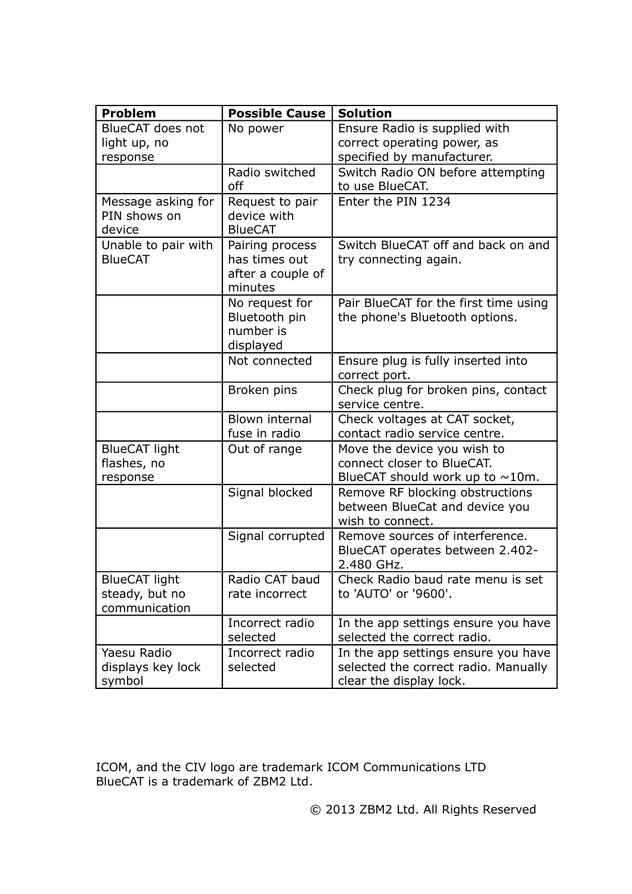| Problem | Possible Cause | Solution |
|---|---|---|
| BlueCAT does not light up, no response | No power | Ensure Radio is supplied with correct operating power, as specified by manufacturer. |
| | Radio switched off | Switch Radio ON before attempting to use BlueCAT. |
| Message asking for PIN shows on device | Request to pair device with BlueCAT | Enter the PIN 1234 |
| Unable to pair with BlueCAT | Pairing process has times out after a couple of minutes | Switch BlueCAT off and back on and try connecting again. |
| | No request for Bluetooth pin number is displayed | Pair BlueCAT for the first time using the phone's Bluetooth options. |
| | Not connected | Ensure plug is fully inserted into correct port. |
| | Broken pins | Check plug for broken pins, contact service centre. |
| | Blown internal fuse in radio | Check voltages at CAT socket, contact radio service centre. |
| BlueCAT light flashes, no response | Out of range | Move the device you wish to connect closer to BlueCAT. BlueCAT should work up to ~10m. |
| | Signal blocked | Remove RF blocking obstructions between BlueCat and device you wish to connect. |
| | Signal corrupted | Remove sources of interference. BlueCAT operates between 2.402-2.480 GHz. |
| BlueCAT light steady, but no communication | Radio CAT baud rate incorrect | Check Radio baud rate menu is set to 'AUTO' or '9600'. |
| | Incorrect radio selected | In the app settings ensure you have selected the correct radio. |
| Yaesu Radio displays key lock symbol | Incorrect radio selected | In the app settings ensure you have selected the correct radio. Manually clear the display lock. |

ICOM, and the CIV logo are trademark ICOM Communications LTD
BlueCAT is a trademark of ZBM2 Ltd.

© 2013 ZBM2 Ltd. All Rights Reserved